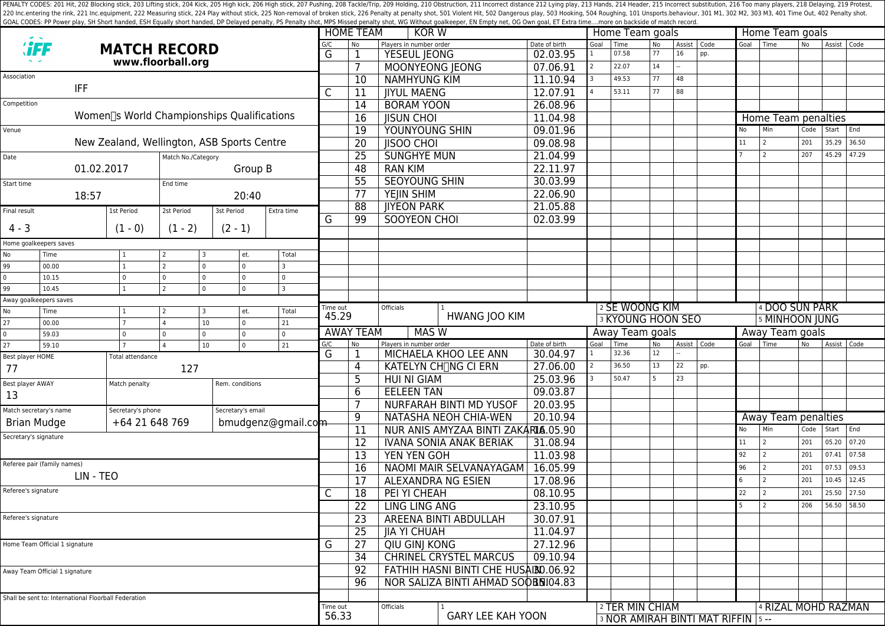PENALTY CODES: 201 Hit, 202 Blocking stick, 203 Lifting stick, 204 Kick, 205 High kick, 206 High stick, 207 Pushing, 208 Tackle/Trip, 209 Holding, 210 Obstruction, 211 Incorrect distance 212 Lying play, 213 Hands, 214 Header, 215 Incorrect substitution, 216 Too many players, 218 Delaying, 219 Protest, 220 Inc.entering the rink, 221 Inc.equipment, 222 Measuring stick, 224 Play without stick, 225 Non-removal of broken stick, 226 Penalty at penalty shot, 501 Violent Hit, 502 Dangerous play, 503 Hooking, 504 Roughing, 101 Unsports.behaviour, 301 M1, 302 M2, 303 M3, 401 Time Out, 402 Penalty shot.
GOAL CODES: PP Power play, SH Short handed, ESH Equally short handed, DP Delayed penalty, PS Penalty shot, MPS Missed penalty shot, WG Without goalkeeper, EN Empty net, OG Own goal, ET Extra time....more on backside of match record.

# MATCH RECORD

**www.floorball.org**

| Field | Value |
|---|---|
| Association | IFF |
| Competition | Women's World Championships Qualifications |
| Venue | New Zealand, Wellington, ASB Sports Centre |
| Date | 01.02.2017 |
| Match No./Category | Group B |
| Start time | 18:57 |
| End time | 20:40 |

| Final result | 1st Period | 2st Period | 3st Period | Extra time |
|---|---|---|---|---|
| 4 - 3 | (1 - 0) | (1 - 2) | (2 - 1) | |

**Home goalkeepers saves**

| No | Time | 1 | 2 | 3 | et. | Total |
|---|---|---|---|---|---|---|
| 99 | 00.00 | 1 | 2 | 0 | 0 | 3 |
| 0 | 10.15 | 0 | 0 | 0 | 0 | 0 |
| 99 | 10.45 | 1 | 2 | 0 | 0 | 3 |

**Away goalkeepers saves**

| No | Time | 1 | 2 | 3 | et. | Total |
|---|---|---|---|---|---|---|
| 27 | 00.00 | 7 | 4 | 10 | 0 | 21 |
| 0 | 59.03 | 0 | 0 | 0 | 0 | 0 |
| 27 | 59.10 | 7 | 4 | 10 | 0 | 21 |

| Field | Value |
|---|---|
| Best player HOME | 77 |
| Total attendance | 127 |
| Best player AWAY | 13 |
| Match penalty | |
| Rem. conditions | |
| Match secretary's name | Brian Mudge |
| Secretary's phone | +64 21 648 769 |
| Secretary's email | bmudgenz@gmail.com |
| Secretary's signature | |
| Referee pair (family names) | LIN - TEO |
| Referee's signature | |
| Referee's signature | |
| Home Team Official 1 signature | |
| Away Team Official 1 signature | |

Shall be sent to: International Floorball Federation

## HOME TEAM: KOR W

| G/C | No | Players in number order | Date of birth |
|---|---|---|---|
| G | 1 | YESEUL JEONG | 02.03.95 |
| | 7 | MOONYEONG JEONG | 07.06.91 |
| | 10 | NAMHYUNG KIM | 11.10.94 |
| C | 11 | JIYUL MAENG | 12.07.91 |
| | 14 | BORAM YOON | 26.08.96 |
| | 16 | JISUN CHOI | 11.04.98 |
| | 19 | YOUNYOUNG SHIN | 09.01.96 |
| | 20 | JISOO CHOI | 09.08.98 |
| | 25 | SUNGHYE MUN | 21.04.99 |
| | 48 | RAN KIM | 22.11.97 |
| | 55 | SEOYOUNG SHIN | 30.03.99 |
| | 77 | YEJIN SHIM | 22.06.90 |
| | 88 | JIYEON PARK | 21.05.88 |
| G | 99 | SOOYEON CHOI | 02.03.99 |

Time out: 45.29

Officials: 1 HWANG JOO KIM, 2 SE WOONG KIM, 3 KYOUNG HOON SEO, 4 DOO SUN PARK, 5 MINHOON JUNG

**Home Team goals**

| Goal | Time | No | Assist | Code |
|---|---|---|---|---|
| 1 | 07.58 | 77 | 16 | pp. |
| 2 | 22.07 | 14 | -- | |
| 3 | 49.53 | 77 | 48 | |
| 4 | 53.11 | 77 | 88 | |

**Home Team penalties**

| No | Min | Code | Start | End |
|---|---|---|---|---|
| 11 | 2 | 201 | 35.29 | 36.50 |
| 7 | 2 | 207 | 45.29 | 47.29 |

## AWAY TEAM: MAS W

| G/C | No | Players in number order | Date of birth |
|---|---|---|---|
| G | 1 | MICHAELA KHOO LEE ANN | 30.04.97 |
| | 4 | KATELYN CHNG CI ERN | 27.06.00 |
| | 5 | HUI NI GIAM | 25.03.96 |
| | 6 | EELEEN TAN | 09.03.87 |
| | 7 | NURFARAH BINTI MD YUSOF | 20.03.95 |
| | 9 | NATASHA NEOH CHIA-WEN | 20.10.94 |
| | 11 | NUR ANIS AMYZAA BINTI ZAKARIA | 16.05.90 |
| | 12 | IVANA SONIA ANAK BERIAK | 31.08.94 |
| | 13 | YEN YEN GOH | 11.03.98 |
| | 16 | NAOMI MAIR SELVANAYAGAM | 16.05.99 |
| | 17 | ALEXANDRA NG ESIEN | 17.08.96 |
| C | 18 | PEI YI CHEAH | 08.10.95 |
| | 22 | LING LING ANG | 23.10.95 |
| | 23 | AREENA BINTI ABDULLAH | 30.07.91 |
| | 25 | JIA YI CHUAH | 11.04.97 |
| G | 27 | QIU GINJ KONG | 27.12.96 |
| | 34 | CHRINEL CRYSTEL MARCUS | 09.10.94 |
| | 92 | FATHIH HASNI BINTI CHE HUSAIN | 30.06.92 |
| | 96 | NOR SALIZA BINTI AHMAD SOOBNI | 15.04.83 |

Time out: 56.33

Officials: 1 GARY LEE KAH YOON, 2 TER MIN CHIAM, 3 NOR AMIRAH BINTI MAT RIFFIN, 4 RIZAL MOHD RAZMAN, 5 --

**Away Team goals**

| Goal | Time | No | Assist | Code |
|---|---|---|---|---|
| 1 | 32.36 | 12 | -- | |
| 2 | 36.50 | 13 | 22 | pp. |
| 3 | 50.47 | 5 | 23 | |

**Away Team penalties**

| No | Min | Code | Start | End |
|---|---|---|---|---|
| 11 | 2 | 201 | 05.20 | 07.20 |
| 92 | 2 | 201 | 07.41 | 07.58 |
| 96 | 2 | 201 | 07.53 | 09.53 |
| 6 | 2 | 201 | 10.45 | 12.45 |
| 22 | 2 | 201 | 25.50 | 27.50 |
| 5 | 2 | 206 | 56.50 | 58.50 |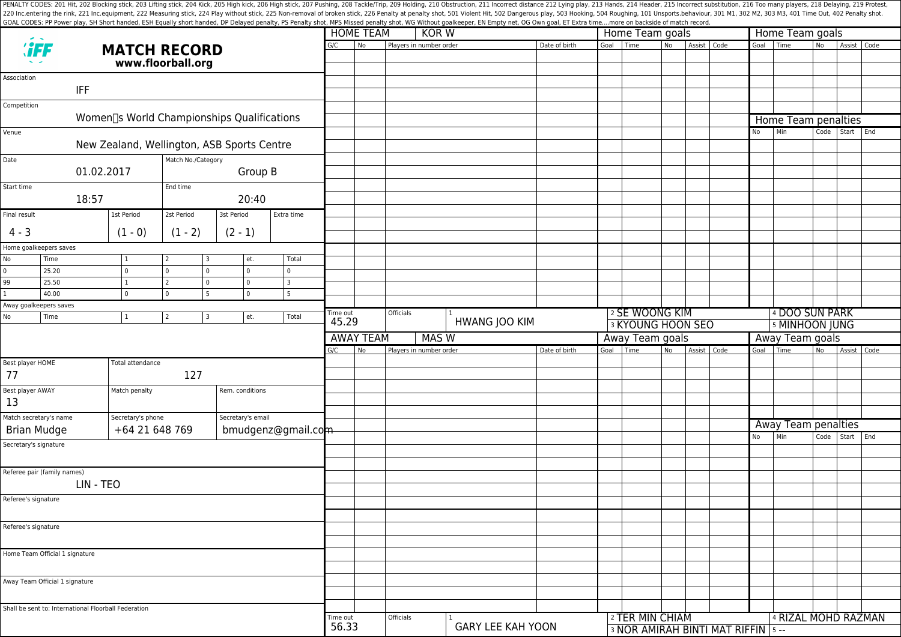PENALTY CODES: 201 Hit, 202 Blocking stick, 203 Lifting stick, 204 Kick, 205 High kick, 206 High stick, 207 Pushing, 208 Tackle/Trip, 209 Holding, 210 Obstruction, 211 Incorrect distance 212 Lying play, 213 Hands, 214 Header, 215 Incorrect substitution, 216 Too many players, 218 Delaying, 219 Protest, 220 Inc.entering the rink, 221 Inc.equipment, 222 Measuring stick, 224 Play without stick, 225 Non-removal of broken stick, 226 Penalty at penalty shot, 501 Violent Hit, 502 Dangerous play, 503 Hooking, 504 Roughing, 101 Unsports.behaviour, 301 M1, 302 M2, 303 M3, 401 Time Out, 402 Penalty shot.
GOAL CODES: PP Power play, SH Short handed, ESH Equally short handed, DP Delayed penalty, PS Penalty shot, MPS Missed penalty shot, WG Without goalkeeper, EN Empty net, OG Own goal, ET Extra time....more on backside of match record.

# MATCH RECORD

**www.floorball.org**

| | | | | |
|---|---|---|---|---|
| Association | IFF | | | |
| Competition | Women s World Championships Qualifications | | | |
| Venue | New Zealand, Wellington, ASB Sports Centre | | | |
| Date | 01.02.2017 | Match No./Category | Group B | |
| Start time | 18:57 | End time | 20:40 | |
| Final result | 1st Period | 2st Period | 3st Period | Extra time |
| 4 - 3 | (1 - 0) | (1 - 2) | (2 - 1) | |

Home goalkeepers saves

| No | Time | 1 | 2 | 3 | et. | Total |
|---|---|---|---|---|---|---|
| 0 | 25.20 | 0 | 0 | 0 | 0 | 0 |
| 99 | 25.50 | 1 | 2 | 0 | 0 | 3 |
| 1 | 40.00 | 0 | 0 | 5 | 0 | 5 |

Away goalkeepers saves

| No | Time | 1 | 2 | 3 | et. | Total |
|---|---|---|---|---|---|---|
| | | | | | | |

| | | |
|---|---|---|
| Best player HOME: 77 | Total attendance: 127 | |
| Best player AWAY: 13 | Match penalty | Rem. conditions |
| Match secretary's name: Brian Mudge | Secretary's phone: +64 21 648 769 | Secretary's email: bmudgenz@gmail.com |

Secretary's signature

Referee pair (family names): LIN - TEO

Referee's signature

Referee's signature

Home Team Official 1 signature

Away Team Official 1 signature

Shall be sent to: International Floorball Federation

## HOME TEAM: KOR W

| G/C | No | Players in number order | Date of birth |
|---|---|---|---|
| | | | |

Home Team goals

| Goal | Time | No | Assist | Code |
|---|---|---|---|---|
| | | | | |

Home Team penalties

| No | Min | Code | Start | End |
|---|---|---|---|---|
| | | | | |

Time out: 45.29

Officials: 1 HWANG JOO KIM, 2 SE WOONG KIM, 3 KYOUNG HOON SEO, 4 DOO SUN PARK, 5 MINHOON JUNG

## AWAY TEAM: MAS W

| G/C | No | Players in number order | Date of birth |
|---|---|---|---|
| | | | |

Away Team goals

| Goal | Time | No | Assist | Code |
|---|---|---|---|---|
| | | | | |

Away Team penalties

| No | Min | Code | Start | End |
|---|---|---|---|---|
| | | | | |

Time out: 56.33

Officials: 1 GARY LEE KAH YOON, 2 TER MIN CHIAM, 3 NOR AMIRAH BINTI MAT RIFFIN, 4 RIZAL MOHD RAZMAN, 5 --